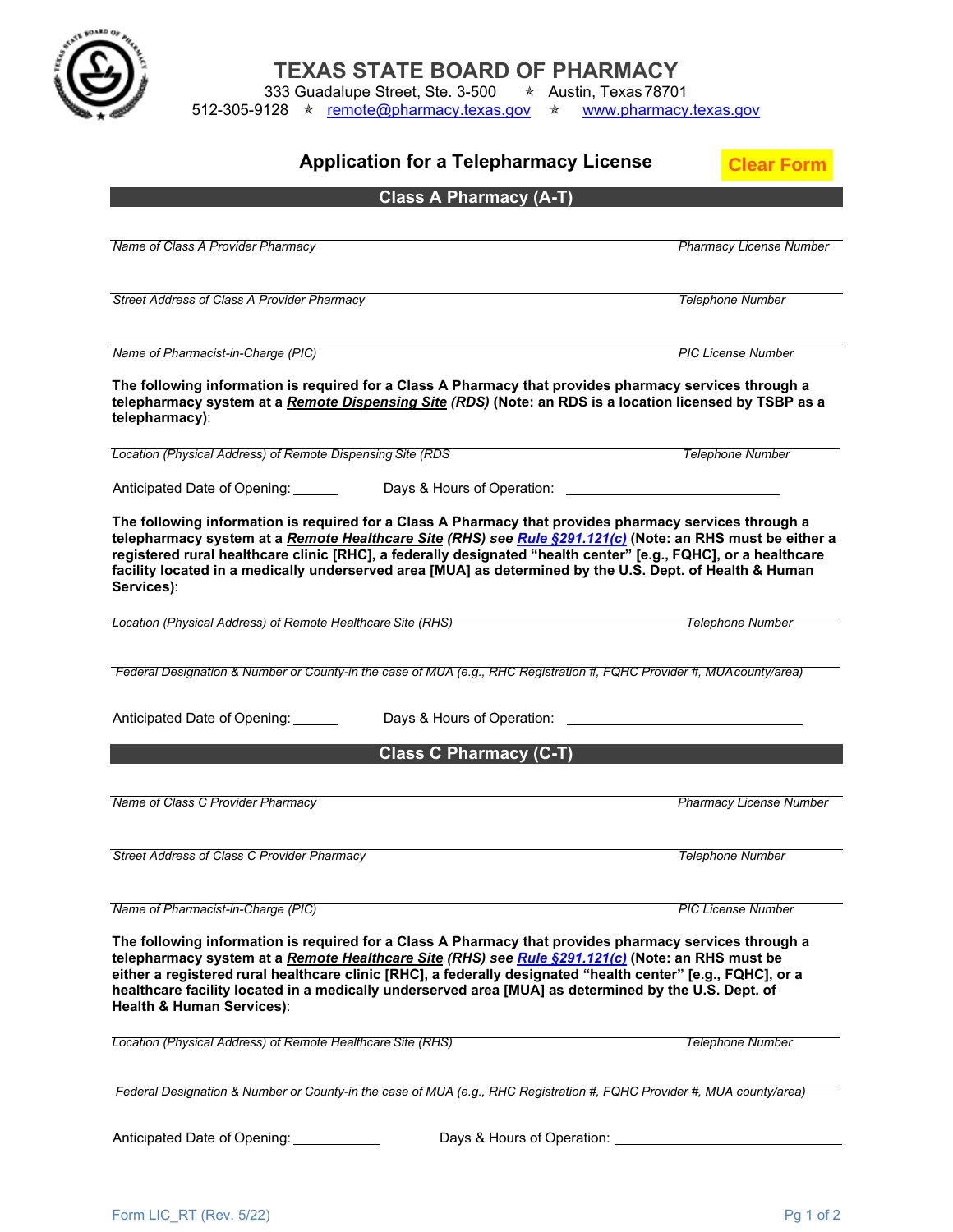# TEXAS STATE BOARD OF PHARMACY

333 Guadalupe Street, Ste. 3-500 ☆ Austin, Texas 78701
512-305-9128 ☆ remote@pharmacy.texas.gov ☆ www.pharmacy.texas.gov

## Application for a Telepharmacy License

Clear Form

### Class A Pharmacy (A-T)

*Name of Class A Provider Pharmacy* _______________ *Pharmacy License Number* _______________

*Street Address of Class A Provider Pharmacy* _______________ *Telephone Number* _______________

*Name of Pharmacist-in-Charge (PIC)* _______________ *PIC License Number* _______________

**The following information is required for a Class A Pharmacy that provides pharmacy services through a telepharmacy system at a *Remote Dispensing Site* (RDS) (Note: an RDS is a location licensed by TSBP as a telepharmacy)**:

*Location (Physical Address) of Remote Dispensing Site (RDS* _______________ *Telephone Number* _______________

Anticipated Date of Opening: ______ Days & Hours of Operation: _______________

**The following information is required for a Class A Pharmacy that provides pharmacy services through a telepharmacy system at a *Remote Healthcare Site* (RHS) see *Rule §291.121(c)* (Note: an RHS must be either a registered rural healthcare clinic [RHC], a federally designated "health center" [e.g., FQHC], or a healthcare facility located in a medically underserved area [MUA] as determined by the U.S. Dept. of Health & Human Services)**:

*Location (Physical Address) of Remote Healthcare Site (RHS)* _______________ *Telephone Number* _______________

*Federal Designation & Number or County-in the case of MUA (e.g., RHC Registration #, FQHC Provider #, MUA county/area)* _______________

Anticipated Date of Opening: ______ Days & Hours of Operation: _______________

### Class C Pharmacy (C-T)

*Name of Class C Provider Pharmacy* _______________ *Pharmacy License Number* _______________

*Street Address of Class C Provider Pharmacy* _______________ *Telephone Number* _______________

*Name of Pharmacist-in-Charge (PIC)* _______________ *PIC License Number* _______________

**The following information is required for a Class A Pharmacy that provides pharmacy services through a telepharmacy system at a *Remote Healthcare Site* (RHS) see *Rule §291.121(c)* (Note: an RHS must be either a registered rural healthcare clinic [RHC], a federally designated "health center" [e.g., FQHC], or a healthcare facility located in a medically underserved area [MUA] as determined by the U.S. Dept. of Health & Human Services)**:

*Location (Physical Address) of Remote Healthcare Site (RHS)* _______________ *Telephone Number* _______________

*Federal Designation & Number or County-in the case of MUA (e.g., RHC Registration #, FQHC Provider #, MUA county/area)* _______________

Anticipated Date of Opening: ______ Days & Hours of Operation: _______________

Form LIC_RT (Rev. 5/22)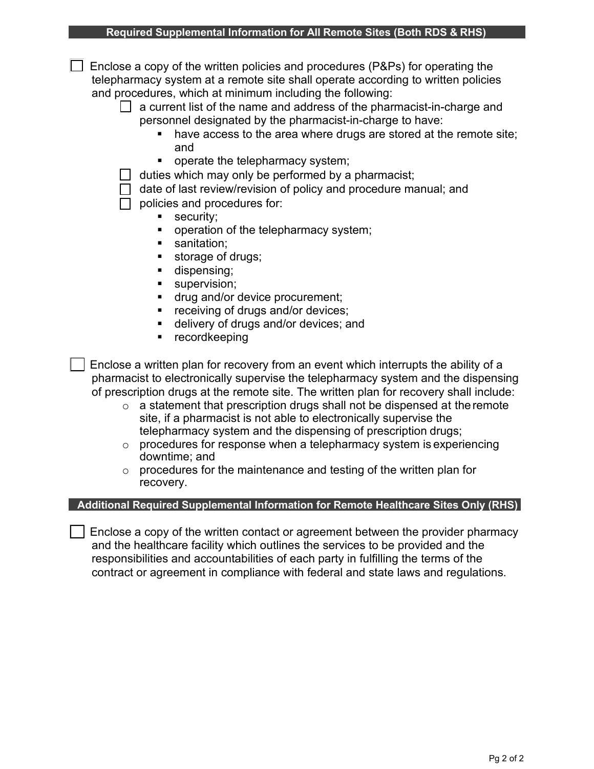## Required Supplemental Information for All Remote Sites (Both RDS & RHS)

- [ ] Enclose a copy of the written policies and procedures (P&Ps) for operating the telepharmacy system at a remote site shall operate according to written policies and procedures, which at minimum including the following:
  - [ ] a current list of the name and address of the pharmacist-in-charge and personnel designated by the pharmacist-in-charge to have:
    - have access to the area where drugs are stored at the remote site; and
    - operate the telepharmacy system;
  - [ ] duties which may only be performed by a pharmacist;
  - [ ] date of last review/revision of policy and procedure manual; and
  - [ ] policies and procedures for:
    - security;
    - operation of the telepharmacy system;
    - sanitation;
    - storage of drugs;
    - dispensing;
    - supervision;
    - drug and/or device procurement;
    - receiving of drugs and/or devices;
    - delivery of drugs and/or devices; and
    - recordkeeping

- [ ] Enclose a written plan for recovery from an event which interrupts the ability of a pharmacist to electronically supervise the telepharmacy system and the dispensing of prescription drugs at the remote site. The written plan for recovery shall include:
  - a statement that prescription drugs shall not be dispensed at the remote site, if a pharmacist is not able to electronically supervise the telepharmacy system and the dispensing of prescription drugs;
  - procedures for response when a telepharmacy system is experiencing downtime; and
  - procedures for the maintenance and testing of the written plan for recovery.

## Additional Required Supplemental Information for Remote Healthcare Sites Only (RHS)

- [ ] Enclose a copy of the written contact or agreement between the provider pharmacy and the healthcare facility which outlines the services to be provided and the responsibilities and accountabilities of each party in fulfilling the terms of the contract or agreement in compliance with federal and state laws and regulations.